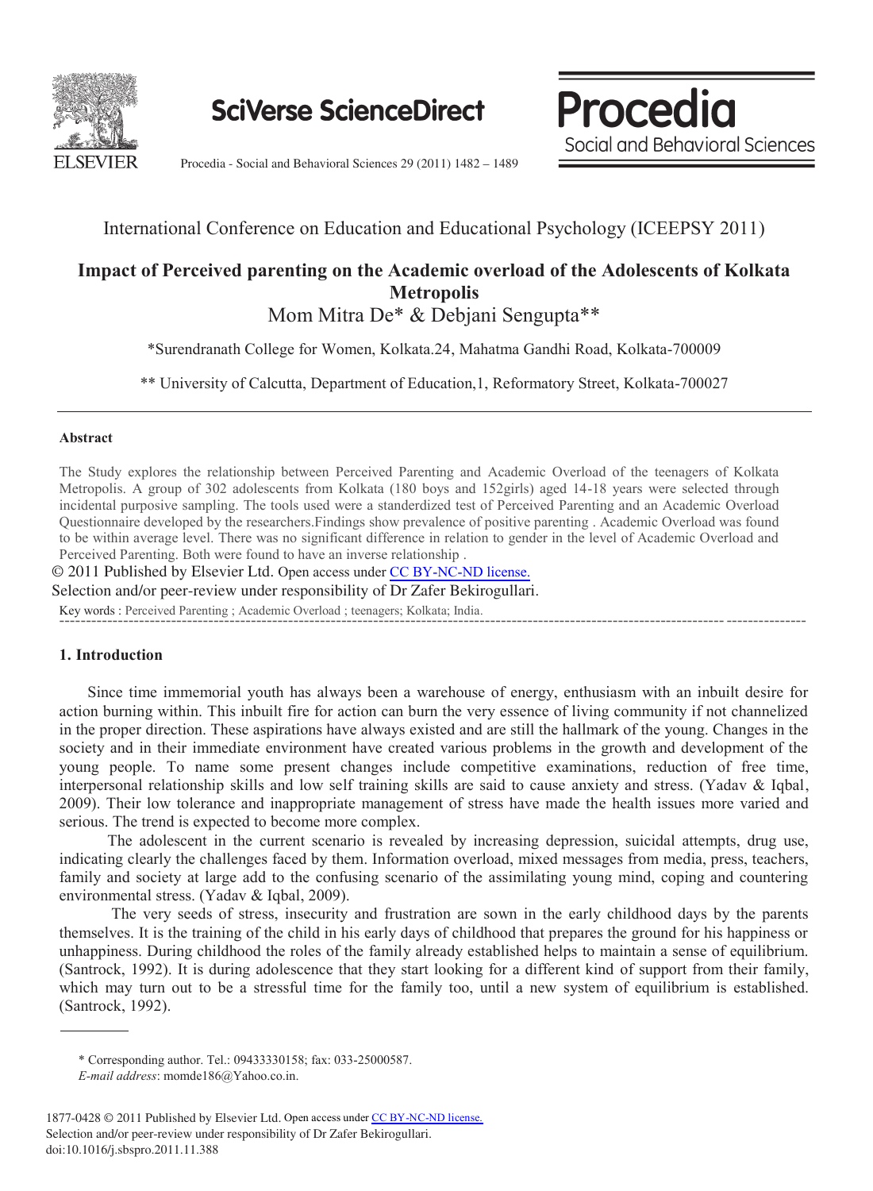International Conference on Education and Educational Psychology (ICEEPSY 2011)

# Impact of Perceived parenting on the Academic overload of the Adolescents of Kolkata Metropolis

Mom Mitra De* & Debjani Sengupta**

*Surendranath College for Women, Kolkata.24, Mahatma Gandhi Road, Kolkata-700009

** University of Calcutta, Department of Education,1, Reformatory Street, Kolkata-700027

---

### Abstract

The Study explores the relationship between Perceived Parenting and Academic Overload of the teenagers of Kolkata Metropolis. A group of 302 adolescents from Kolkata (180 boys and 152girls) aged 14-18 years were selected through incidental purposive sampling. The tools used were a standerdized test of Perceived Parenting and an Academic Overload Questionnaire developed by the researchers.Findings show prevalence of positive parenting . Academic Overload was found to be within average level. There was no significant difference in relation to gender in the level of Academic Overload and Perceived Parenting. Both were found to have an inverse relationship .

© 2011 Published by Elsevier Ltd. Open access under CC BY-NC-ND license.

Selection and/or peer-review under responsibility of Dr Zafer Bekirogullari.

Key words : Perceived Parenting ; Academic Overload ; teenagers; Kolkata; India.

---

## 1. Introduction

Since time immemorial youth has always been a warehouse of energy, enthusiasm with an inbuilt desire for action burning within. This inbuilt fire for action can burn the very essence of living community if not channelized in the proper direction. These aspirations have always existed and are still the hallmark of the young. Changes in the society and in their immediate environment have created various problems in the growth and development of the young people. To name some present changes include competitive examinations, reduction of free time, interpersonal relationship skills and low self training skills are said to cause anxiety and stress. (Yadav & Iqbal, 2009). Their low tolerance and inappropriate management of stress have made the health issues more varied and serious. The trend is expected to become more complex.

The adolescent in the current scenario is revealed by increasing depression, suicidal attempts, drug use, indicating clearly the challenges faced by them. Information overload, mixed messages from media, press, teachers, family and society at large add to the confusing scenario of the assimilating young mind, coping and countering environmental stress. (Yadav & Iqbal, 2009).

The very seeds of stress, insecurity and frustration are sown in the early childhood days by the parents themselves. It is the training of the child in his early days of childhood that prepares the ground for his happiness or unhappiness. During childhood the roles of the family already established helps to maintain a sense of equilibrium. (Santrock, 1992). It is during adolescence that they start looking for a different kind of support from their family, which may turn out to be a stressful time for the family too, until a new system of equilibrium is established. (Santrock, 1992).

---

\* Corresponding author. Tel.: 09433330158; fax: 033-25000587.

*E-mail address*: momde186@Yahoo.co.in.

1877-0428 © 2011 Published by Elsevier Ltd. Open access under CC BY-NC-ND license.
Selection and/or peer-review under responsibility of Dr Zafer Bekirogullari.
doi:10.1016/j.sbspro.2011.11.388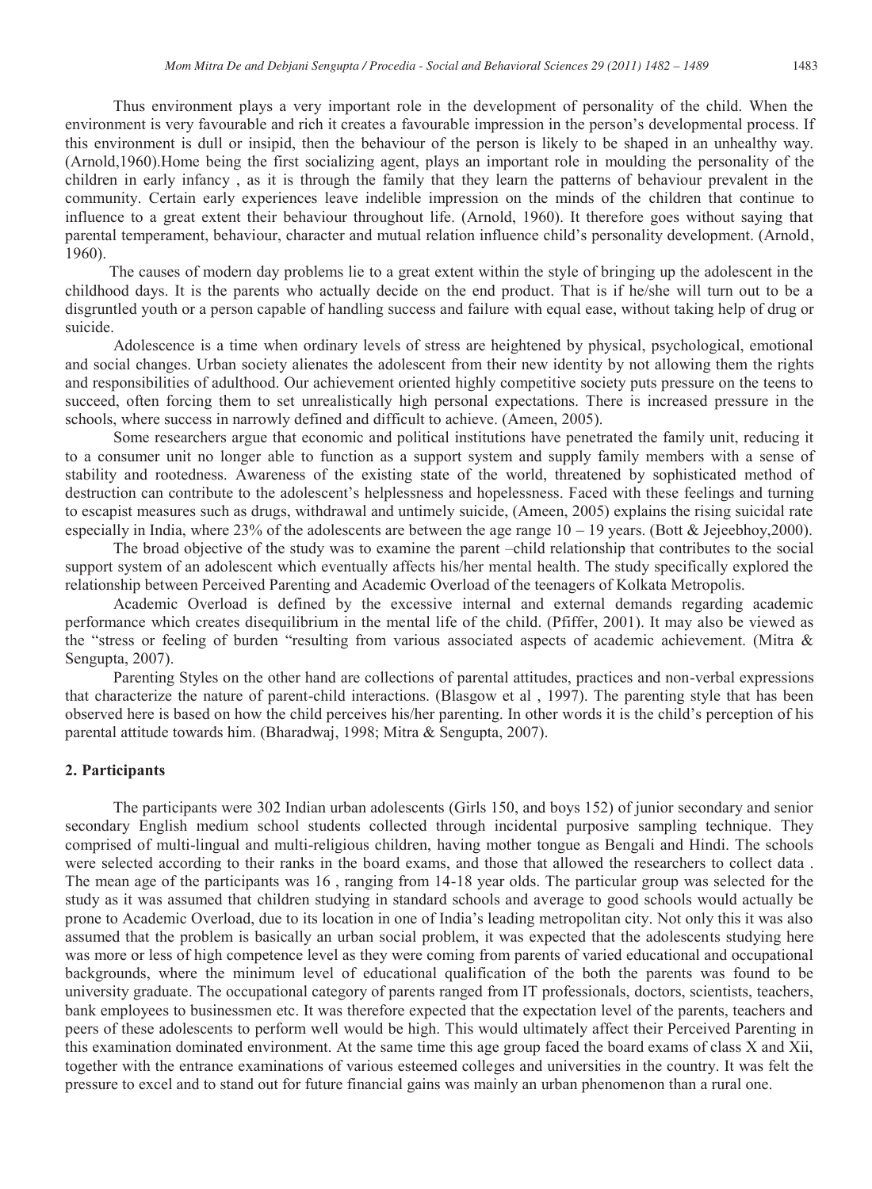Thus environment plays a very important role in the development of personality of the child. When the environment is very favourable and rich it creates a favourable impression in the person's developmental process. If this environment is dull or insipid, then the behaviour of the person is likely to be shaped in an unhealthy way. (Arnold,1960).Home being the first socializing agent, plays an important role in moulding the personality of the children in early infancy , as it is through the family that they learn the patterns of behaviour prevalent in the community. Certain early experiences leave indelible impression on the minds of the children that continue to influence to a great extent their behaviour throughout life. (Arnold, 1960). It therefore goes without saying that parental temperament, behaviour, character and mutual relation influence child's personality development. (Arnold, 1960).

The causes of modern day problems lie to a great extent within the style of bringing up the adolescent in the childhood days. It is the parents who actually decide on the end product. That is if he/she will turn out to be a disgruntled youth or a person capable of handling success and failure with equal ease, without taking help of drug or suicide.

Adolescence is a time when ordinary levels of stress are heightened by physical, psychological, emotional and social changes. Urban society alienates the adolescent from their new identity by not allowing them the rights and responsibilities of adulthood. Our achievement oriented highly competitive society puts pressure on the teens to succeed, often forcing them to set unrealistically high personal expectations. There is increased pressure in the schools, where success in narrowly defined and difficult to achieve. (Ameen, 2005).

Some researchers argue that economic and political institutions have penetrated the family unit, reducing it to a consumer unit no longer able to function as a support system and supply family members with a sense of stability and rootedness. Awareness of the existing state of the world, threatened by sophisticated method of destruction can contribute to the adolescent's helplessness and hopelessness. Faced with these feelings and turning to escapist measures such as drugs, withdrawal and untimely suicide, (Ameen, 2005) explains the rising suicidal rate especially in India, where 23% of the adolescents are between the age range 10 – 19 years. (Bott & Jejeebhoy,2000).

The broad objective of the study was to examine the parent –child relationship that contributes to the social support system of an adolescent which eventually affects his/her mental health. The study specifically explored the relationship between Perceived Parenting and Academic Overload of the teenagers of Kolkata Metropolis.

Academic Overload is defined by the excessive internal and external demands regarding academic performance which creates disequilibrium in the mental life of the child. (Pfiffer, 2001). It may also be viewed as the "stress or feeling of burden "resulting from various associated aspects of academic achievement. (Mitra & Sengupta, 2007).

Parenting Styles on the other hand are collections of parental attitudes, practices and non-verbal expressions that characterize the nature of parent-child interactions. (Blasgow et al , 1997). The parenting style that has been observed here is based on how the child perceives his/her parenting. In other words it is the child's perception of his parental attitude towards him. (Bharadwaj, 1998; Mitra & Sengupta, 2007).

## 2. Participants

The participants were 302 Indian urban adolescents (Girls 150, and boys 152) of junior secondary and senior secondary English medium school students collected through incidental purposive sampling technique. They comprised of multi-lingual and multi-religious children, having mother tongue as Bengali and Hindi. The schools were selected according to their ranks in the board exams, and those that allowed the researchers to collect data . The mean age of the participants was 16 , ranging from 14-18 year olds. The particular group was selected for the study as it was assumed that children studying in standard schools and average to good schools would actually be prone to Academic Overload, due to its location in one of India's leading metropolitan city. Not only this it was also assumed that the problem is basically an urban social problem, it was expected that the adolescents studying here was more or less of high competence level as they were coming from parents of varied educational and occupational backgrounds, where the minimum level of educational qualification of the both the parents was found to be university graduate. The occupational category of parents ranged from IT professionals, doctors, scientists, teachers, bank employees to businessmen etc. It was therefore expected that the expectation level of the parents, teachers and peers of these adolescents to perform well would be high. This would ultimately affect their Perceived Parenting in this examination dominated environment. At the same time this age group faced the board exams of class X and Xii, together with the entrance examinations of various esteemed colleges and universities in the country. It was felt the pressure to excel and to stand out for future financial gains was mainly an urban phenomenon than a rural one.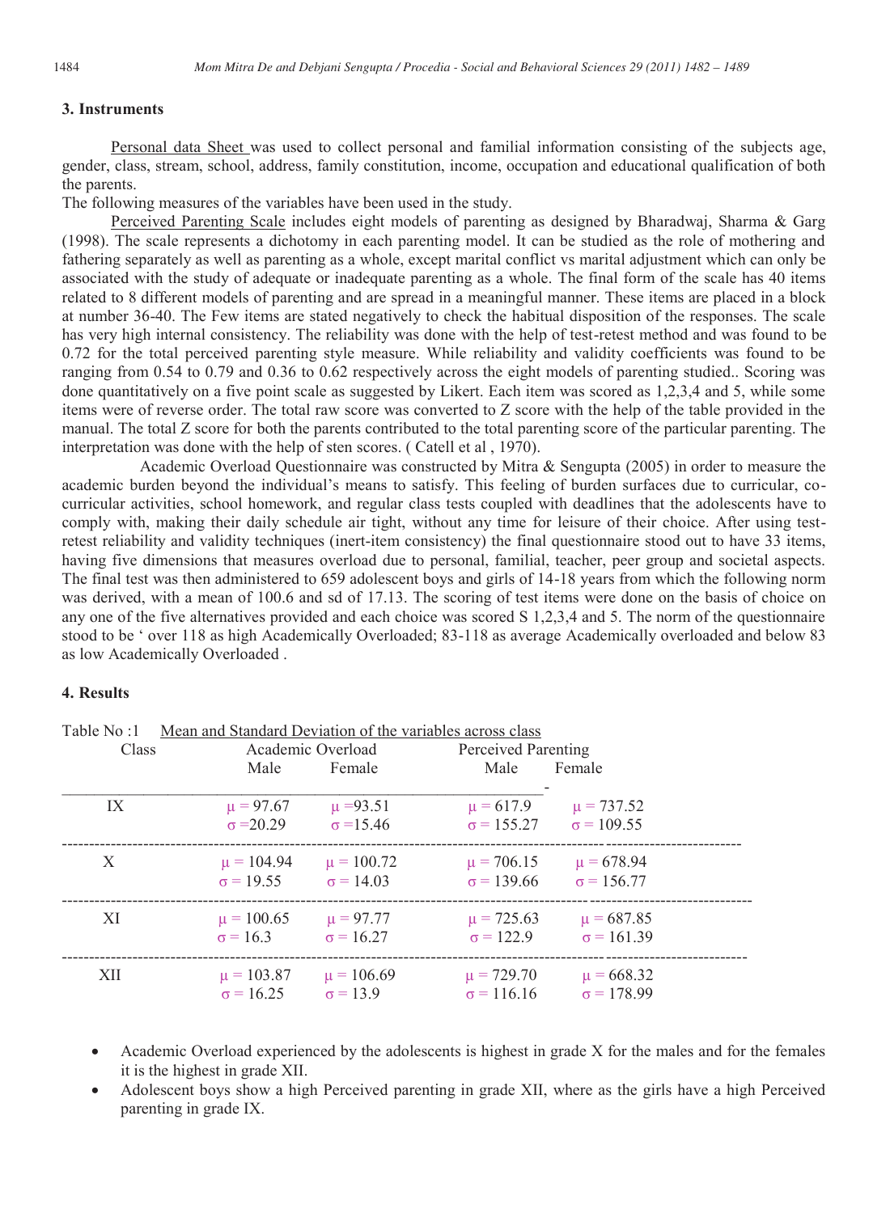### 3. Instruments

Personal data Sheet was used to collect personal and familial information consisting of the subjects age, gender, class, stream, school, address, family constitution, income, occupation and educational qualification of both the parents.

The following measures of the variables have been used in the study.

Perceived Parenting Scale includes eight models of parenting as designed by Bharadwaj, Sharma & Garg (1998). The scale represents a dichotomy in each parenting model. It can be studied as the role of mothering and fathering separately as well as parenting as a whole, except marital conflict vs marital adjustment which can only be associated with the study of adequate or inadequate parenting as a whole. The final form of the scale has 40 items related to 8 different models of parenting and are spread in a meaningful manner. These items are placed in a block at number 36-40. The Few items are stated negatively to check the habitual disposition of the responses. The scale has very high internal consistency. The reliability was done with the help of test-retest method and was found to be 0.72 for the total perceived parenting style measure. While reliability and validity coefficients was found to be ranging from 0.54 to 0.79 and 0.36 to 0.62 respectively across the eight models of parenting studied.. Scoring was done quantitatively on a five point scale as suggested by Likert. Each item was scored as 1,2,3,4 and 5, while some items were of reverse order. The total raw score was converted to Z score with the help of the table provided in the manual. The total Z score for both the parents contributed to the total parenting score of the particular parenting. The interpretation was done with the help of sten scores. ( Catell et al , 1970).

Academic Overload Questionnaire was constructed by Mitra & Sengupta (2005) in order to measure the academic burden beyond the individual's means to satisfy. This feeling of burden surfaces due to curricular, co-curricular activities, school homework, and regular class tests coupled with deadlines that the adolescents have to comply with, making their daily schedule air tight, without any time for leisure of their choice. After using test-retest reliability and validity techniques (inert-item consistency) the final questionnaire stood out to have 33 items, having five dimensions that measures overload due to personal, familial, teacher, peer group and societal aspects. The final test was then administered to 659 adolescent boys and girls of 14-18 years from which the following norm was derived, with a mean of 100.6 and sd of 17.13. The scoring of test items were done on the basis of choice on any one of the five alternatives provided and each choice was scored S 1,2,3,4 and 5. The norm of the questionnaire stood to be ' over 118 as high Academically Overloaded; 83-118 as average Academically overloaded and below 83 as low Academically Overloaded .

### 4. Results

Table No :1 Mean and Standard Deviation of the variables across class

| Class | Academic Overload | | Perceived Parenting | |
|---|---|---|---|---|
| | Male | Female | Male | Female |
| IX | $\mu = 97.67$ <br> $\sigma = 20.29$ | $\mu = 93.51$ <br> $\sigma = 15.46$ | $\mu = 617.9$ <br> $\sigma = 155.27$ | $\mu = 737.52$ <br> $\sigma = 109.55$ |
| X | $\mu = 104.94$ <br> $\sigma = 19.55$ | $\mu = 100.72$ <br> $\sigma = 14.03$ | $\mu = 706.15$ <br> $\sigma = 139.66$ | $\mu = 678.94$ <br> $\sigma = 156.77$ |
| XI | $\mu = 100.65$ <br> $\sigma = 16.3$ | $\mu = 97.77$ <br> $\sigma = 16.27$ | $\mu = 725.63$ <br> $\sigma = 122.9$ | $\mu = 687.85$ <br> $\sigma = 161.39$ |
| XII | $\mu = 103.87$ <br> $\sigma = 16.25$ | $\mu = 106.69$ <br> $\sigma = 13.9$ | $\mu = 729.70$ <br> $\sigma = 116.16$ | $\mu = 668.32$ <br> $\sigma = 178.99$ |

- Academic Overload experienced by the adolescents is highest in grade X for the males and for the females it is the highest in grade XII.
- Adolescent boys show a high Perceived parenting in grade XII, where as the girls have a high Perceived parenting in grade IX.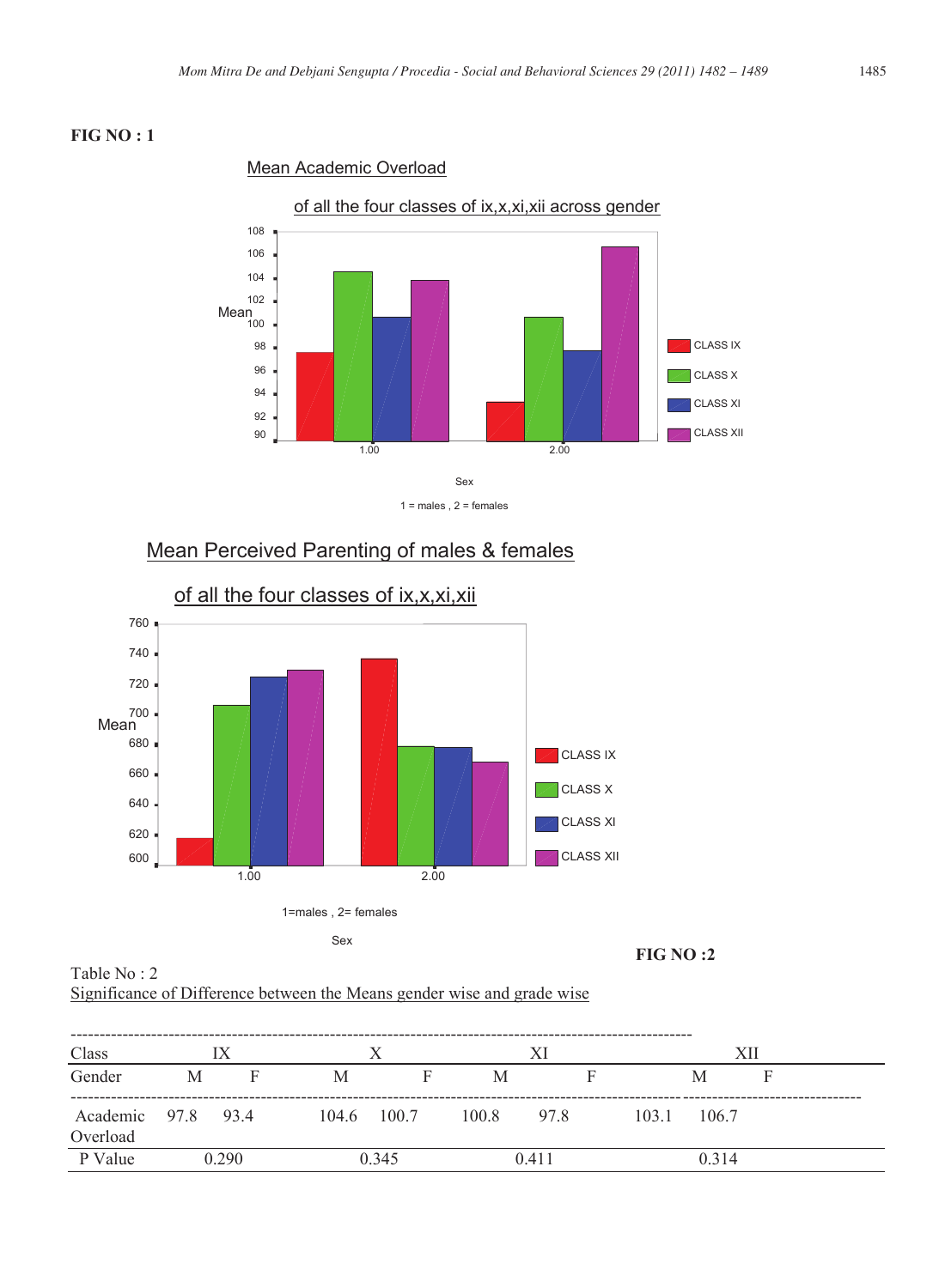**FIG NO : 1**

Mean Academic Overload

of all the four classes of ix,x,xi,xii across gender

1 = males , 2 = females

Mean Perceived Parenting of males & females

of all the four classes of ix,x,xi,xii

1=males , 2= females

**FIG NO :2**

Table No : 2

Significance of Difference between the Means gender wise and grade wise

| Class | IX | | X | | XI | | XII | |
|---|---|---|---|---|---|---|---|---|
| Gender | M | F | M | F | M | F | M | F |
| Academic Overload | 97.8 | 93.4 | 104.6 | 100.7 | 100.8 | 97.8 | 103.1 | 106.7 |
| P Value | 0.290 | | 0.345 | | 0.411 | | 0.314 | |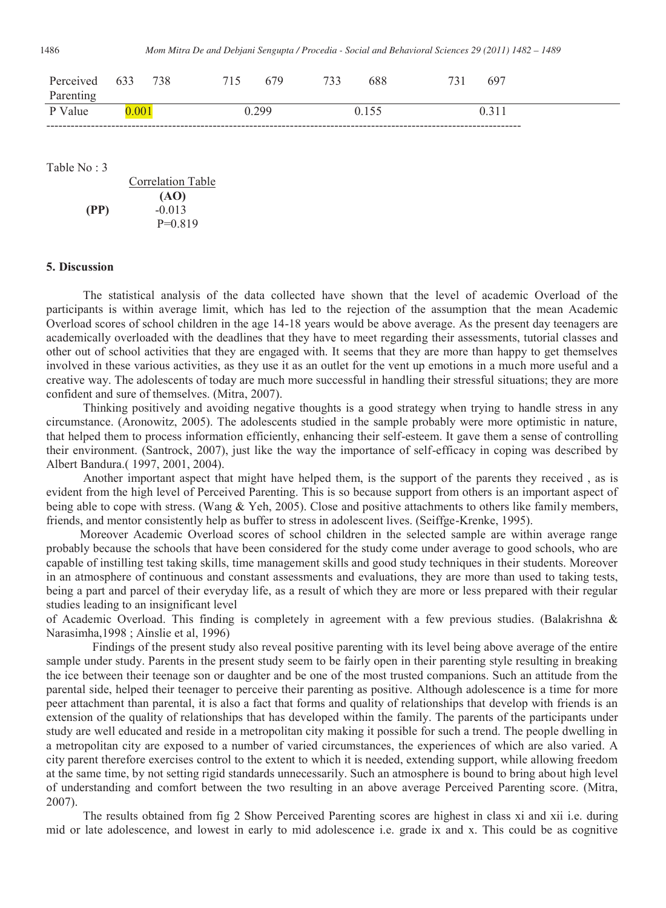| Perceived Parenting | 633 | 738 | 715 | 679 | 733 | 688 | 731 | 697 |
|---|---|---|---|---|---|---|---|---|
| P Value | 0.001 | | 0.299 | | 0.155 | | 0.311 | |

Table No : 3

Correlation Table

| | (AO) |
|---|---|
| **(PP)** | -0.013 P=0.819 |

## 5. Discussion

The statistical analysis of the data collected have shown that the level of academic Overload of the participants is within average limit, which has led to the rejection of the assumption that the mean Academic Overload scores of school children in the age 14-18 years would be above average. As the present day teenagers are academically overloaded with the deadlines that they have to meet regarding their assessments, tutorial classes and other out of school activities that they are engaged with. It seems that they are more than happy to get themselves involved in these various activities, as they use it as an outlet for the vent up emotions in a much more useful and a creative way. The adolescents of today are much more successful in handling their stressful situations; they are more confident and sure of themselves. (Mitra, 2007).

Thinking positively and avoiding negative thoughts is a good strategy when trying to handle stress in any circumstance. (Aronowitz, 2005). The adolescents studied in the sample probably were more optimistic in nature, that helped them to process information efficiently, enhancing their self-esteem. It gave them a sense of controlling their environment. (Santrock, 2007), just like the way the importance of self-efficacy in coping was described by Albert Bandura.( 1997, 2001, 2004).

Another important aspect that might have helped them, is the support of the parents they received , as is evident from the high level of Perceived Parenting. This is so because support from others is an important aspect of being able to cope with stress. (Wang & Yeh, 2005). Close and positive attachments to others like family members, friends, and mentor consistently help as buffer to stress in adolescent lives. (Seiffge-Krenke, 1995).

Moreover Academic Overload scores of school children in the selected sample are within average range probably because the schools that have been considered for the study come under average to good schools, who are capable of instilling test taking skills, time management skills and good study techniques in their students. Moreover in an atmosphere of continuous and constant assessments and evaluations, they are more than used to taking tests, being a part and parcel of their everyday life, as a result of which they are more or less prepared with their regular studies leading to an insignificant level of Academic Overload. This finding is completely in agreement with a few previous studies. (Balakrishna & Narasimha,1998 ; Ainslie et al, 1996)

Findings of the present study also reveal positive parenting with its level being above average of the entire sample under study. Parents in the present study seem to be fairly open in their parenting style resulting in breaking the ice between their teenage son or daughter and be one of the most trusted companions. Such an attitude from the parental side, helped their teenager to perceive their parenting as positive. Although adolescence is a time for more peer attachment than parental, it is also a fact that forms and quality of relationships that develop with friends is an extension of the quality of relationships that has developed within the family. The parents of the participants under study are well educated and reside in a metropolitan city making it possible for such a trend. The people dwelling in a metropolitan city are exposed to a number of varied circumstances, the experiences of which are also varied. A city parent therefore exercises control to the extent to which it is needed, extending support, while allowing freedom at the same time, by not setting rigid standards unnecessarily. Such an atmosphere is bound to bring about high level of understanding and comfort between the two resulting in an above average Perceived Parenting score. (Mitra, 2007).

The results obtained from fig 2 Show Perceived Parenting scores are highest in class xi and xii i.e. during mid or late adolescence, and lowest in early to mid adolescence i.e. grade ix and x. This could be as cognitive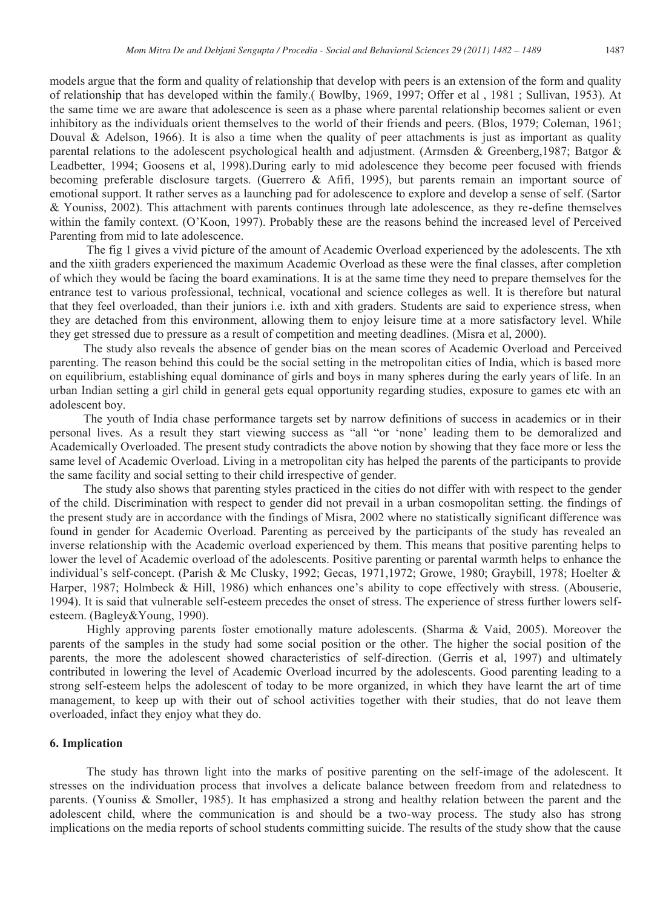models argue that the form and quality of relationship that develop with peers is an extension of the form and quality of relationship that has developed within the family.( Bowlby, 1969, 1997; Offer et al , 1981 ; Sullivan, 1953). At the same time we are aware that adolescence is seen as a phase where parental relationship becomes salient or even inhibitory as the individuals orient themselves to the world of their friends and peers. (Blos, 1979; Coleman, 1961; Douval & Adelson, 1966). It is also a time when the quality of peer attachments is just as important as quality parental relations to the adolescent psychological health and adjustment. (Armsden & Greenberg,1987; Batgor & Leadbetter, 1994; Goosens et al, 1998).During early to mid adolescence they become peer focused with friends becoming preferable disclosure targets. (Guerrero & Afifi, 1995), but parents remain an important source of emotional support. It rather serves as a launching pad for adolescence to explore and develop a sense of self. (Sartor & Youniss, 2002). This attachment with parents continues through late adolescence, as they re-define themselves within the family context. (O'Koon, 1997). Probably these are the reasons behind the increased level of Perceived Parenting from mid to late adolescence.

The fig 1 gives a vivid picture of the amount of Academic Overload experienced by the adolescents. The xth and the xiith graders experienced the maximum Academic Overload as these were the final classes, after completion of which they would be facing the board examinations. It is at the same time they need to prepare themselves for the entrance test to various professional, technical, vocational and science colleges as well. It is therefore but natural that they feel overloaded, than their juniors i.e. ixth and xith graders. Students are said to experience stress, when they are detached from this environment, allowing them to enjoy leisure time at a more satisfactory level. While they get stressed due to pressure as a result of competition and meeting deadlines. (Misra et al, 2000).

The study also reveals the absence of gender bias on the mean scores of Academic Overload and Perceived parenting. The reason behind this could be the social setting in the metropolitan cities of India, which is based more on equilibrium, establishing equal dominance of girls and boys in many spheres during the early years of life. In an urban Indian setting a girl child in general gets equal opportunity regarding studies, exposure to games etc with an adolescent boy.

The youth of India chase performance targets set by narrow definitions of success in academics or in their personal lives. As a result they start viewing success as "all "or 'none' leading them to be demoralized and Academically Overloaded. The present study contradicts the above notion by showing that they face more or less the same level of Academic Overload. Living in a metropolitan city has helped the parents of the participants to provide the same facility and social setting to their child irrespective of gender.

The study also shows that parenting styles practiced in the cities do not differ with with respect to the gender of the child. Discrimination with respect to gender did not prevail in a urban cosmopolitan setting. the findings of the present study are in accordance with the findings of Misra, 2002 where no statistically significant difference was found in gender for Academic Overload. Parenting as perceived by the participants of the study has revealed an inverse relationship with the Academic overload experienced by them. This means that positive parenting helps to lower the level of Academic overload of the adolescents. Positive parenting or parental warmth helps to enhance the individual's self-concept. (Parish & Mc Clusky, 1992; Gecas, 1971,1972; Growe, 1980; Graybill, 1978; Hoelter & Harper, 1987; Holmbeck & Hill, 1986) which enhances one's ability to cope effectively with stress. (Abouserie, 1994). It is said that vulnerable self-esteem precedes the onset of stress. The experience of stress further lowers self-esteem. (Bagley&Young, 1990).

Highly approving parents foster emotionally mature adolescents. (Sharma & Vaid, 2005). Moreover the parents of the samples in the study had some social position or the other. The higher the social position of the parents, the more the adolescent showed characteristics of self-direction. (Gerris et al, 1997) and ultimately contributed in lowering the level of Academic Overload incurred by the adolescents. Good parenting leading to a strong self-esteem helps the adolescent of today to be more organized, in which they have learnt the art of time management, to keep up with their out of school activities together with their studies, that do not leave them overloaded, infact they enjoy what they do.

## 6. Implication

The study has thrown light into the marks of positive parenting on the self-image of the adolescent. It stresses on the individuation process that involves a delicate balance between freedom from and relatedness to parents. (Youniss & Smoller, 1985). It has emphasized a strong and healthy relation between the parent and the adolescent child, where the communication is and should be a two-way process. The study also has strong implications on the media reports of school students committing suicide. The results of the study show that the cause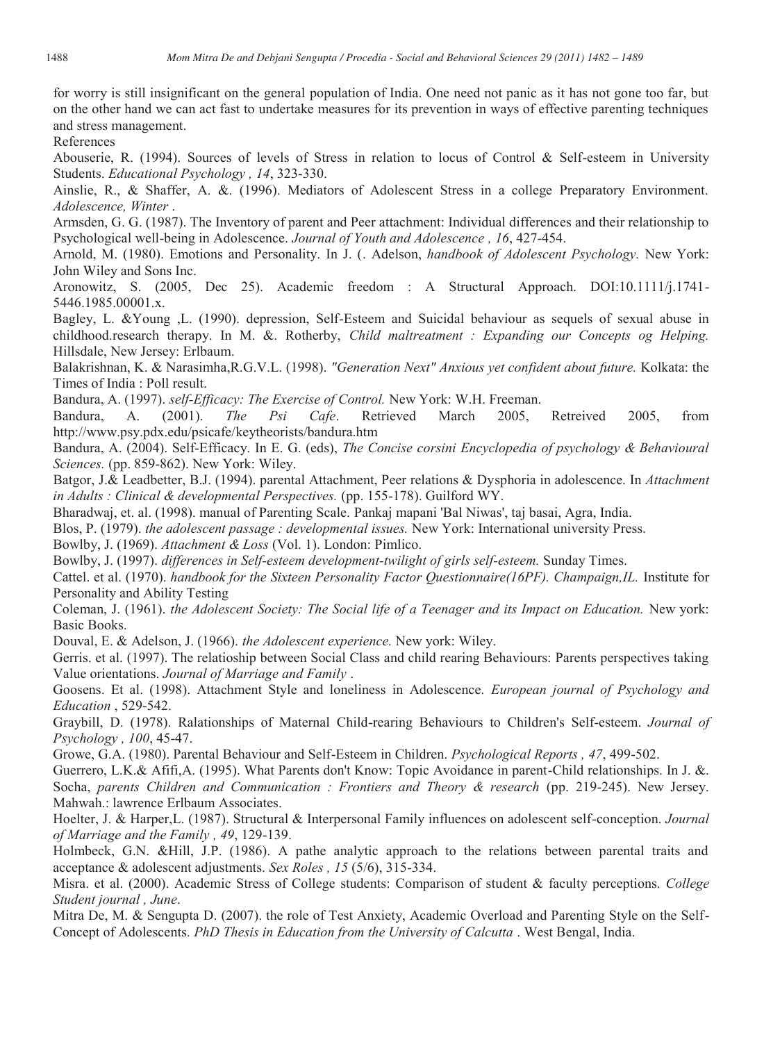for worry is still insignificant on the general population of India. One need not panic as it has not gone too far, but on the other hand we can act fast to undertake measures for its prevention in ways of effective parenting techniques and stress management.

References

Abouserie, R. (1994). Sources of levels of Stress in relation to locus of Control & Self-esteem in University Students. *Educational Psychology , 14*, 323-330.

Ainslie, R., & Shaffer, A. &. (1996). Mediators of Adolescent Stress in a college Preparatory Environment. *Adolescence, Winter* .

Armsden, G. G. (1987). The Inventory of parent and Peer attachment: Individual differences and their relationship to Psychological well-being in Adolescence. *Journal of Youth and Adolescence , 16*, 427-454.

Arnold, M. (1980). Emotions and Personality. In J. (. Adelson, *handbook of Adolescent Psychology.* New York: John Wiley and Sons Inc.

Aronowitz, S. (2005, Dec 25). Academic freedom : A Structural Approach. DOI:10.1111/j.1741-5446.1985.00001.x.

Bagley, L. &Young ,L. (1990). depression, Self-Esteem and Suicidal behaviour as sequels of sexual abuse in childhood.research therapy. In M. &. Rotherby, *Child maltreatment : Expanding our Concepts og Helping.* Hillsdale, New Jersey: Erlbaum.

Balakrishnan, K. & Narasimha,R.G.V.L. (1998). *"Generation Next" Anxious yet confident about future.* Kolkata: the Times of India : Poll result.

Bandura, A. (1997). *self-Efficacy: The Exercise of Control.* New York: W.H. Freeman.

Bandura, A. (2001). *The Psi Cafe*. Retrieved March 2005, Retreived 2005, from http://www.psy.pdx.edu/psicafe/keytheorists/bandura.htm

Bandura, A. (2004). Self-Efficacy. In E. G. (eds), *The Concise corsini Encyclopedia of psychology & Behavioural Sciences.* (pp. 859-862). New York: Wiley.

Batgor, J.& Leadbetter, B.J. (1994). parental Attachment, Peer relations & Dysphoria in adolescence. In *Attachment in Adults : Clinical & developmental Perspectives.* (pp. 155-178). Guilford WY.

Bharadwaj, et. al. (1998). manual of Parenting Scale. Pankaj mapani 'Bal Niwas', taj basai, Agra, India.

Blos, P. (1979). *the adolescent passage : developmental issues.* New York: International university Press.

Bowlby, J. (1969). *Attachment & Loss* (Vol. 1). London: Pimlico.

Bowlby, J. (1997). *differences in Self-esteem development-twilight of girls self-esteem.* Sunday Times.

Cattel. et al. (1970). *handbook for the Sixteen Personality Factor Questionnaire(16PF). Champaign,IL.* Institute for Personality and Ability Testing

Coleman, J. (1961). *the Adolescent Society: The Social life of a Teenager and its Impact on Education.* New york: Basic Books.

Douval, E. & Adelson, J. (1966). *the Adolescent experience.* New york: Wiley.

Gerris. et al. (1997). The relatioship between Social Class and child rearing Behaviours: Parents perspectives taking Value orientations. *Journal of Marriage and Family* .

Goosens. Et al. (1998). Attachment Style and loneliness in Adolescence. *European journal of Psychology and Education* , 529-542.

Graybill, D. (1978). Ralationships of Maternal Child-rearing Behaviours to Children's Self-esteem. *Journal of Psychology , 100*, 45-47.

Growe, G.A. (1980). Parental Behaviour and Self-Esteem in Children. *Psychological Reports , 47*, 499-502.

Guerrero, L.K.& Afifi,A. (1995). What Parents don't Know: Topic Avoidance in parent-Child relationships. In J. &. Socha, *parents Children and Communication : Frontiers and Theory & research* (pp. 219-245). New Jersey. Mahwah.: lawrence Erlbaum Associates.

Hoelter, J. & Harper,L. (1987). Structural & Interpersonal Family influences on adolescent self-conception. *Journal of Marriage and the Family , 49*, 129-139.

Holmbeck, G.N. &Hill, J.P. (1986). A pathe analytic approach to the relations between parental traits and acceptance & adolescent adjustments. *Sex Roles , 15* (5/6), 315-334.

Misra. et al. (2000). Academic Stress of College students: Comparison of student & faculty perceptions. *College Student journal , June*.

Mitra De, M. & Sengupta D. (2007). the role of Test Anxiety, Academic Overload and Parenting Style on the Self-Concept of Adolescents. *PhD Thesis in Education from the University of Calcutta* . West Bengal, India.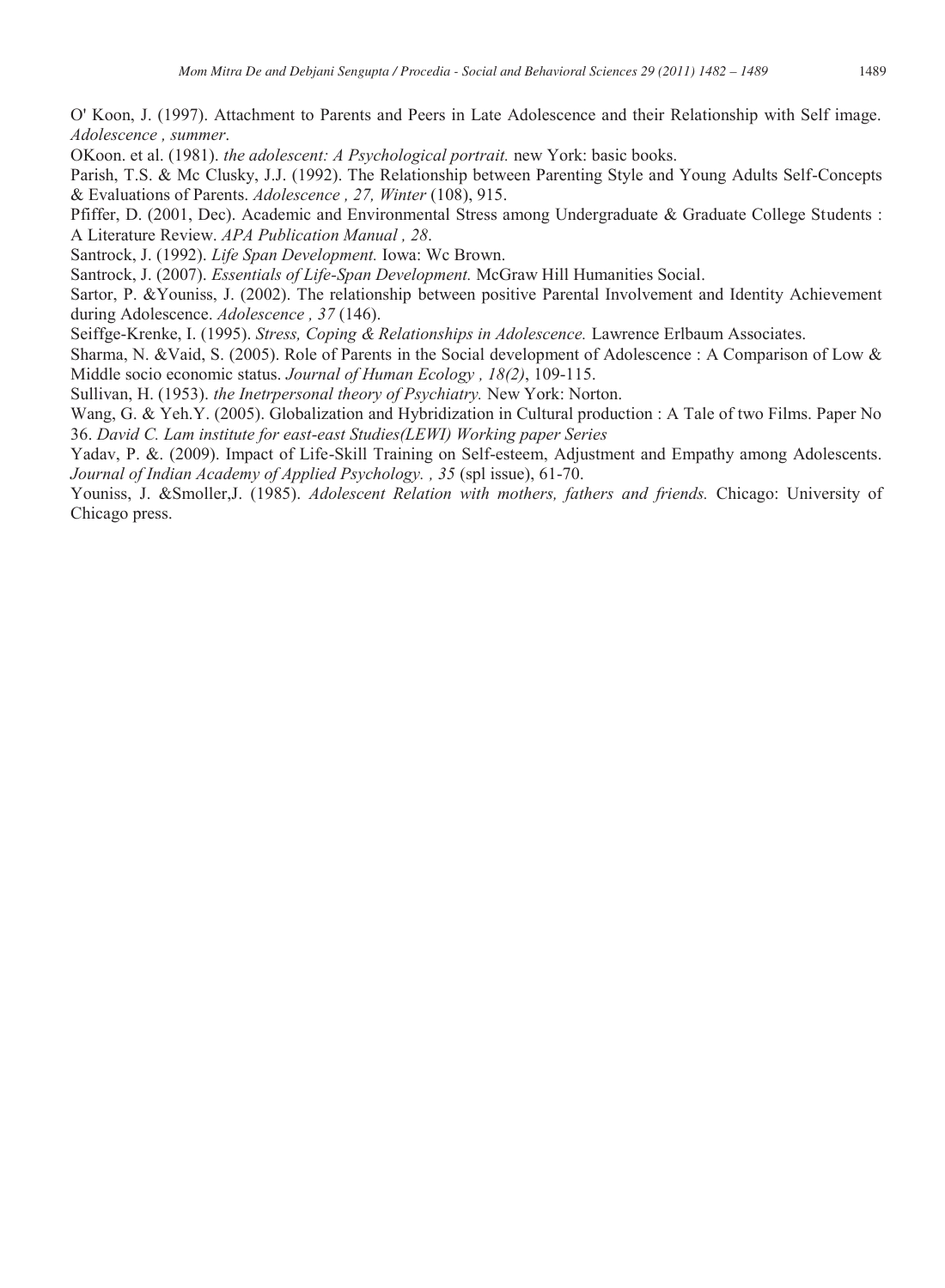O' Koon, J. (1997). Attachment to Parents and Peers in Late Adolescence and their Relationship with Self image. *Adolescence , summer*.

OKoon. et al. (1981). *the adolescent: A Psychological portrait.* new York: basic books.

Parish, T.S. & Mc Clusky, J.J. (1992). The Relationship between Parenting Style and Young Adults Self-Concepts & Evaluations of Parents. *Adolescence , 27, Winter* (108), 915.

Pfiffer, D. (2001, Dec). Academic and Environmental Stress among Undergraduate & Graduate College Students : A Literature Review. *APA Publication Manual , 28*.

Santrock, J. (1992). *Life Span Development.* Iowa: Wc Brown.

Santrock, J. (2007). *Essentials of Life-Span Development.* McGraw Hill Humanities Social.

Sartor, P. &Youniss, J. (2002). The relationship between positive Parental Involvement and Identity Achievement during Adolescence. *Adolescence , 37* (146).

Seiffge-Krenke, I. (1995). *Stress, Coping & Relationships in Adolescence.* Lawrence Erlbaum Associates.

Sharma, N. &Vaid, S. (2005). Role of Parents in the Social development of Adolescence : A Comparison of Low & Middle socio economic status. *Journal of Human Ecology , 18(2)*, 109-115.

Sullivan, H. (1953). *the Inetrpersonal theory of Psychiatry.* New York: Norton.

Wang, G. & Yeh.Y. (2005). Globalization and Hybridization in Cultural production : A Tale of two Films. Paper No 36. *David C. Lam institute for east-east Studies(LEWI) Working paper Series*

Yadav, P. &. (2009). Impact of Life-Skill Training on Self-esteem, Adjustment and Empathy among Adolescents. *Journal of Indian Academy of Applied Psychology. , 35* (spl issue), 61-70.

Youniss, J. &Smoller,J. (1985). *Adolescent Relation with mothers, fathers and friends.* Chicago: University of Chicago press.